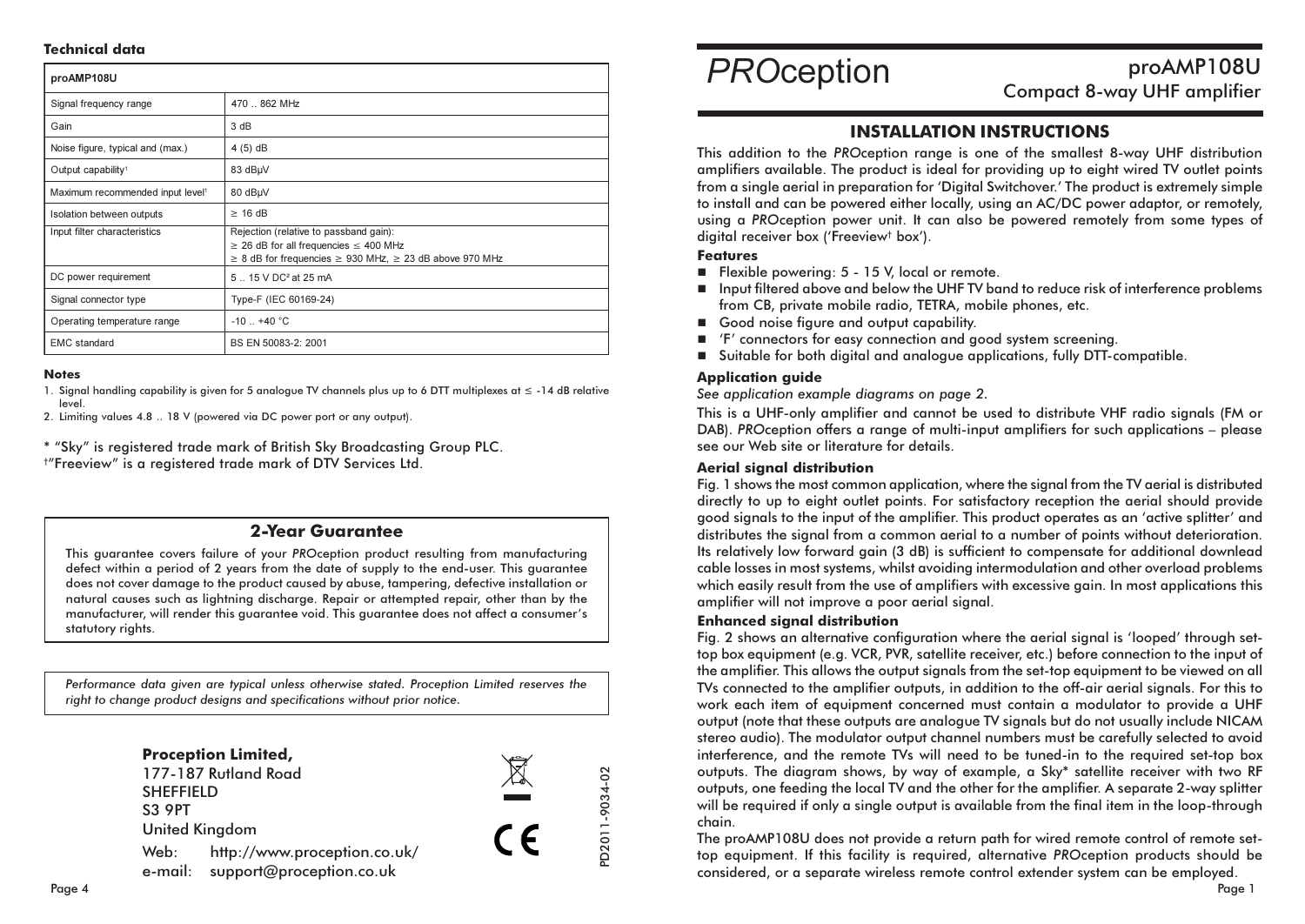# PROception

## proAMP108U

### Compact 8-way UHF amplifier

## INSTALLATION INSTRUCTIONS

This addition to the *PRO*ception range is one of the smallest 8-way UHF distribution amplifiers available. The product is ideal for providing up to eight wired TV outlet points from a single aerial in preparation for 'Digital Switchover.' The product is extremely simple to install and can be powered either locally, using an AC/DC power adaptor, or remotely, using a *PRO*ception power unit. It can also be powered remotely from some types of digital receiver box ('Freeview† box').

### Features

- Flexible powering: 5 - 15 V, local or remote.
- Input filtered above and below the UHF TV band to reduce risk of interference problems from CB, private mobile radio, TETRA, mobile phones, etc.
- Good noise figure and output capability.
- 'F' connectors for easy connection and good system screening.
- Suitable for both digital and analogue applications, fully DTT-compatible.

### Application guide

*See application example diagrams on page 2.*

This is a UHF-only amplifier and cannot be used to distribute VHF radio signals (FM or DAB). *PRO*ception offers a range of multi-input amplifiers for such applications – please see our Web site or literature for details.

### Aerial signal distribution

Fig. 1 shows the most common application, where the signal from the TV aerial is distributed directly to up to eight outlet points. For satisfactory reception the aerial should provide good signals to the input of the amplifier. This product operates as an 'active splitter' and distributes the signal from a common aerial to a number of points without deterioration. Its relatively low forward gain (3 dB) is sufficient to compensate for additional downlead cable losses in most systems, whilst avoiding intermodulation and other overload problems which easily result from the use of amplifiers with excessive gain. In most applications this amplifier will not improve a poor aerial signal.

### Enhanced signal distribution

Fig. 2 shows an alternative configuration where the aerial signal is 'looped' through set-top box equipment (e.g. VCR, PVR, satellite receiver, etc.) before connection to the input of the amplifier. This allows the output signals from the set-top equipment to be viewed on all TVs connected to the amplifier outputs, in addition to the off-air aerial signals. For this to work each item of equipment concerned must contain a modulator to provide a UHF output (note that these outputs are analogue TV signals but do not usually include NICAM stereo audio). The modulator output channel numbers must be carefully selected to avoid interference, and the remote TVs will need to be tuned-in to the required set-top box outputs. The diagram shows, by way of example, a Sky* satellite receiver with two RF outputs, one feeding the local TV and the other for the amplifier. A separate 2-way splitter will be required if only a single output is available from the final item in the loop-through chain.

The proAMP108U does not provide a return path for wired remote control of remote set-top equipment. If this facility is required, alternative *PRO*ception products should be considered, or a separate wireless remote control extender system can be employed.

### Technical data

| proAMP108U | |
|---|---|
| Signal frequency range | 470 .. 862 MHz |
| Gain | 3 dB |
| Noise figure, typical and (max.) | 4 (5) dB |
| Output capability[1] | 83 dBµV |
| Maximum recommended input level[1] | 80 dBµV |
| Isolation between outputs | ≥ 16 dB |
| Input filter characteristics | Rejection (relative to passband gain): ≥ 26 dB for all frequencies ≤ 400 MHz; ≥ 8 dB for frequencies ≥ 930 MHz, ≥ 23 dB above 970 MHz |
| DC power requirement | 5 .. 15 V DC[2] at 25 mA |
| Signal connector type | Type-F (IEC 60169-24) |
| Operating temperature range | -10 .. +40 °C |
| EMC standard | BS EN 50083-2: 2001 |

### Notes

1. Signal handling capability is given for 5 analogue TV channels plus up to 6 DTT multiplexes at ≤ -14 dB relative level.
2. Limiting values 4.8 .. 18 V (powered via DC power port or any output).

\* "Sky" is registered trade mark of British Sky Broadcasting Group PLC.
†"Freeview" is a registered trade mark of DTV Services Ltd.

## 2-Year Guarantee

This guarantee covers failure of your *PRO*ception product resulting from manufacturing defect within a period of 2 years from the date of supply to the end-user. This guarantee does not cover damage to the product caused by abuse, tampering, defective installation or natural causes such as lightning discharge. Repair or attempted repair, other than by the manufacturer, will render this guarantee void. This guarantee does not affect a consumer's statutory rights.

*Performance data given are typical unless otherwise stated. Proception Limited reserves the right to change product designs and specifications without prior notice.*

**Proception Limited,**
177-187 Rutland Road
SHEFFIELD
S3 9PT
United Kingdom
Web: http://www.proception.co.uk/
e-mail: support@proception.co.uk

PD2011-9034-02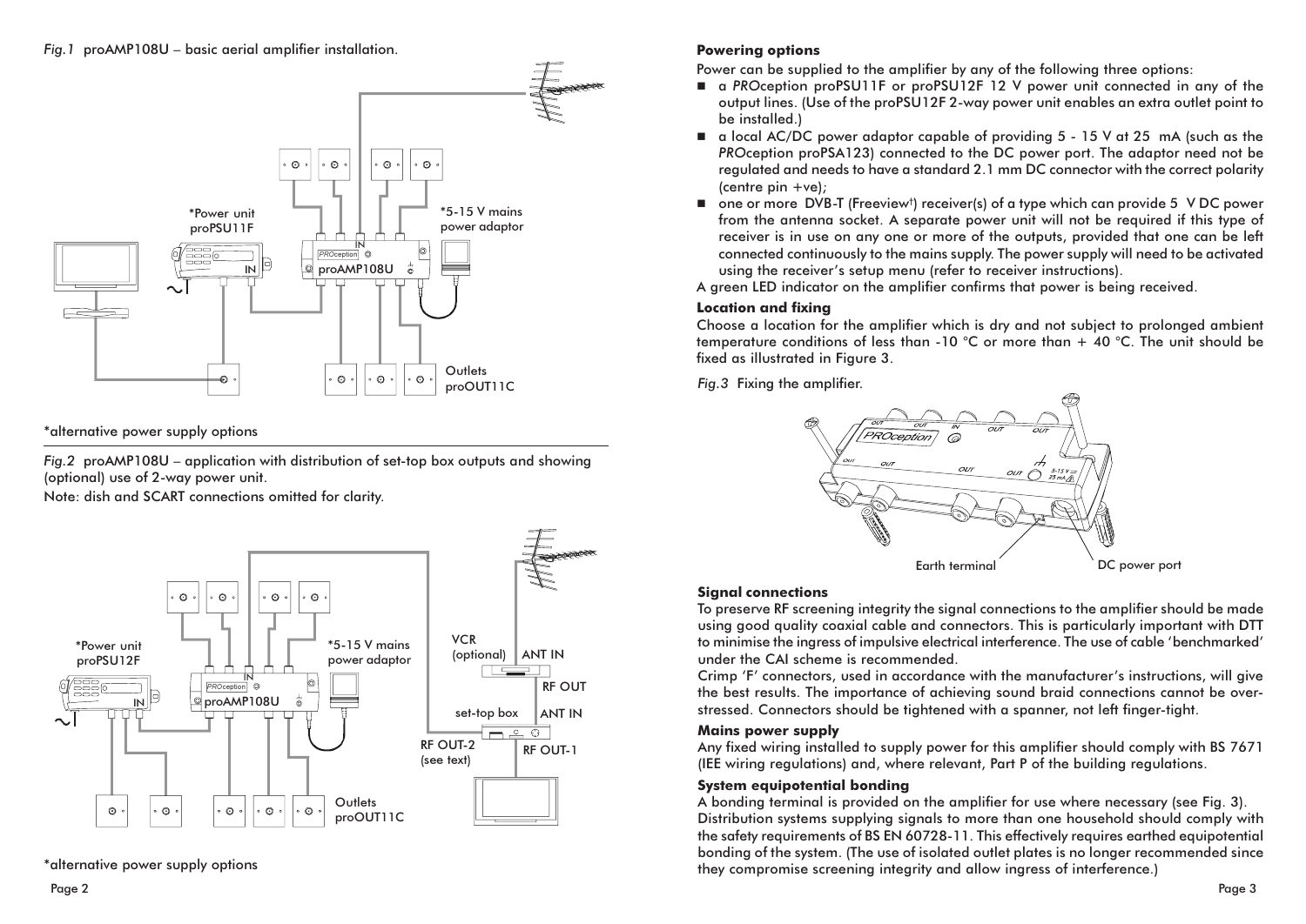*Fig.1* proAMP108U – basic aerial amplifier installation.

*Power unit
proPSU11F

*5-15 V mains
power adaptor

IN

PROception

proAMP108U

IN

Outlets
proOUT11C

*alternative power supply options

*Fig.2* proAMP108U – application with distribution of set-top box outputs and showing (optional) use of 2-way power unit.
Note: dish and SCART connections omitted for clarity.

*Power unit
proPSU12F

*5-15 V mains
power adaptor

VCR
(optional)

ANT IN

RF OUT

set-top box

ANT IN

RF OUT-2
(see text)

RF OUT-1

IN

PROception

proAMP108U

IN

Outlets
proOUT11C

*alternative power supply options

**Powering options**

Power can be supplied to the amplifier by any of the following three options:

- a *PRO*ception proPSU11F or proPSU12F 12 V power unit connected in any of the output lines. (Use of the proPSU12F 2-way power unit enables an extra outlet point to be installed.)
- a local AC/DC power adaptor capable of providing 5 - 15 V at 25 mA (such as the *PRO*ception proPSA123) connected to the DC power port. The adaptor need not be regulated and needs to have a standard 2.1 mm DC connector with the correct polarity (centre pin +ve);
- one or more DVB-T (Freeview†) receiver(s) of a type which can provide 5 V DC power from the antenna socket. A separate power unit will not be required if this type of receiver is in use on any one or more of the outputs, provided that one can be left connected continuously to the mains supply. The power supply will need to be activated using the receiver's setup menu (refer to receiver instructions).

A green LED indicator on the amplifier confirms that power is being received.

**Location and fixing**

Choose a location for the amplifier which is dry and not subject to prolonged ambient temperature conditions of less than -10 °C or more than + 40 °C. The unit should be fixed as illustrated in Figure 3.

*Fig.3* Fixing the amplifier.

OUT OUT IN OUT OUT

PROception

OUT OUT OUT OUT

5-15 V
25 mA

Earth terminal

DC power port

**Signal connections**

To preserve RF screening integrity the signal connections to the amplifier should be made using good quality coaxial cable and connectors. This is particularly important with DTT to minimise the ingress of impulsive electrical interference. The use of cable 'benchmarked' under the CAI scheme is recommended.

Crimp 'F' connectors, used in accordance with the manufacturer's instructions, will give the best results. The importance of achieving sound braid connections cannot be over-stressed. Connectors should be tightened with a spanner, not left finger-tight.

**Mains power supply**

Any fixed wiring installed to supply power for this amplifier should comply with BS 7671 (IEE wiring regulations) and, where relevant, Part P of the building regulations.

**System equipotential bonding**

A bonding terminal is provided on the amplifier for use where necessary (see Fig. 3).
Distribution systems supplying signals to more than one household should comply with the safety requirements of BS EN 60728-11. This effectively requires earthed equipotential bonding of the system. (The use of isolated outlet plates is no longer recommended since they compromise screening integrity and allow ingress of interference.)